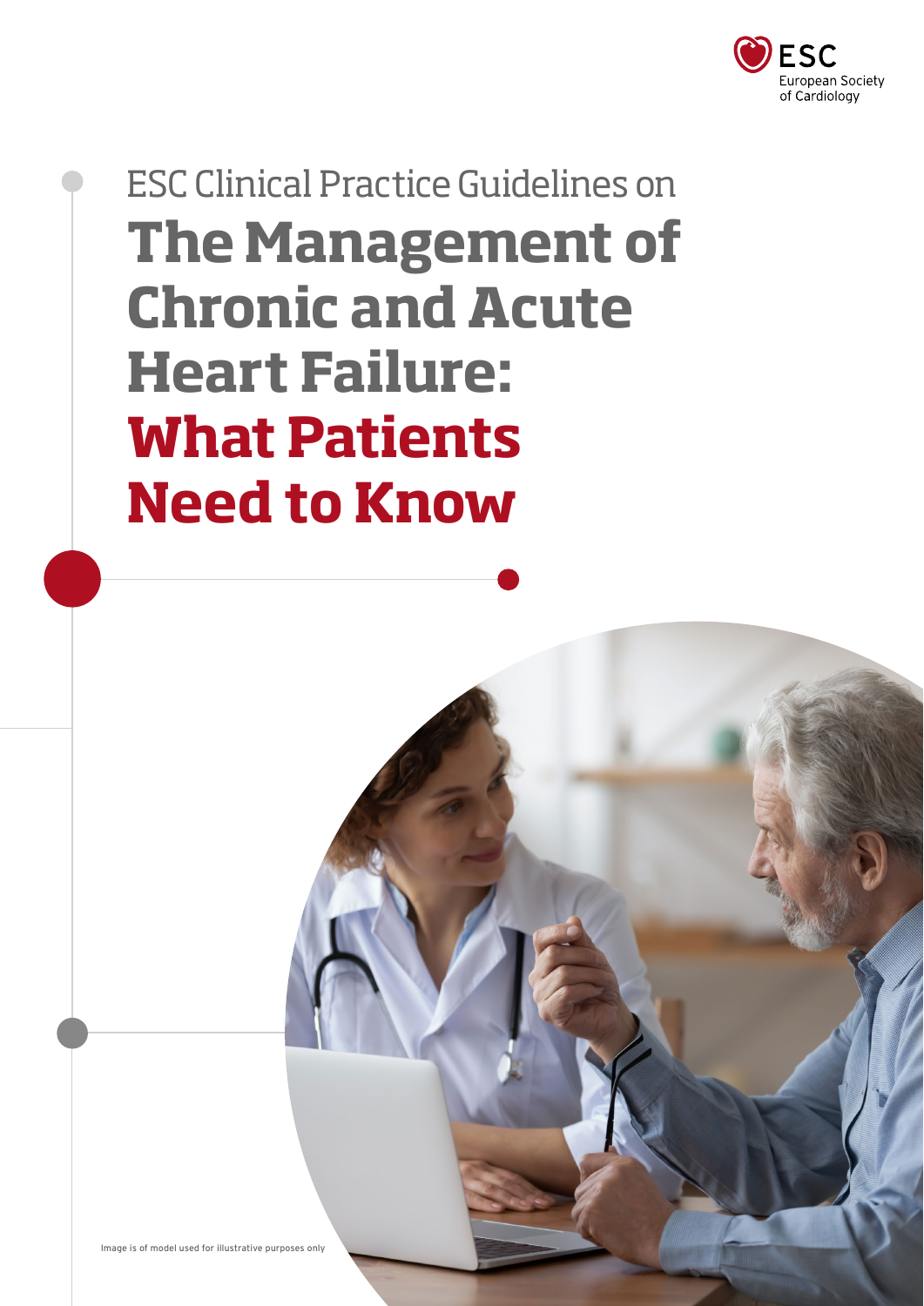ESC European Society of Cardiology

ESC Clinical Practice Guidelines on

# The Management of Chronic and Acute Heart Failure: What Patients Need to Know

Image is of model used for illustrative purposes only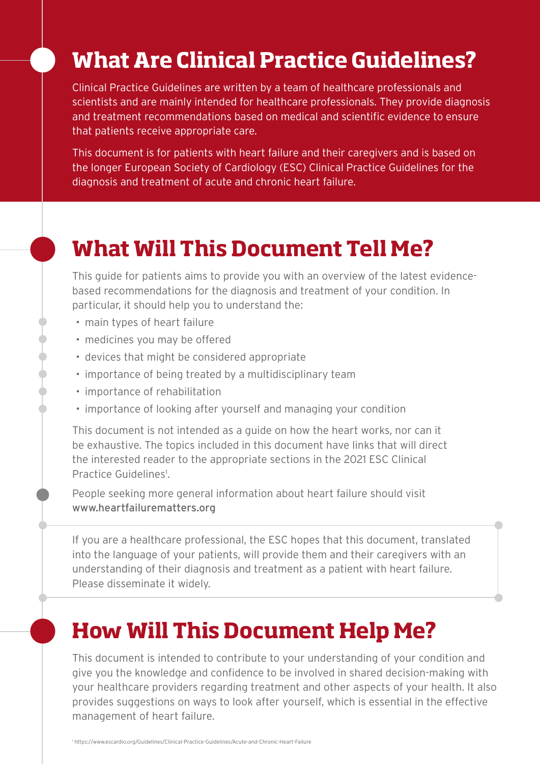## What Are Clinical Practice Guidelines?

Clinical Practice Guidelines are written by a team of healthcare professionals and scientists and are mainly intended for healthcare professionals. They provide diagnosis and treatment recommendations based on medical and scientific evidence to ensure that patients receive appropriate care.

This document is for patients with heart failure and their caregivers and is based on the longer European Society of Cardiology (ESC) Clinical Practice Guidelines for the diagnosis and treatment of acute and chronic heart failure.

## What Will This Document Tell Me?

This guide for patients aims to provide you with an overview of the latest evidence-based recommendations for the diagnosis and treatment of your condition. In particular, it should help you to understand the:

- main types of heart failure
- medicines you may be offered
- devices that might be considered appropriate
- importance of being treated by a multidisciplinary team
- importance of rehabilitation
- importance of looking after yourself and managing your condition

This document is not intended as a guide on how the heart works, nor can it be exhaustive. The topics included in this document have links that will direct the interested reader to the appropriate sections in the 2021 ESC Clinical Practice Guidelines[1].

People seeking more general information about heart failure should visit www.heartfailurematters.org

If you are a healthcare professional, the ESC hopes that this document, translated into the language of your patients, will provide them and their caregivers with an understanding of their diagnosis and treatment as a patient with heart failure. Please disseminate it widely.

## How Will This Document Help Me?

This document is intended to contribute to your understanding of your condition and give you the knowledge and confidence to be involved in shared decision-making with your healthcare providers regarding treatment and other aspects of your health. It also provides suggestions on ways to look after yourself, which is essential in the effective management of heart failure.

[1] https://www.escardio.org/Guidelines/Clinical-Practice-Guidelines/Acute-and-Chronic-Heart-Failure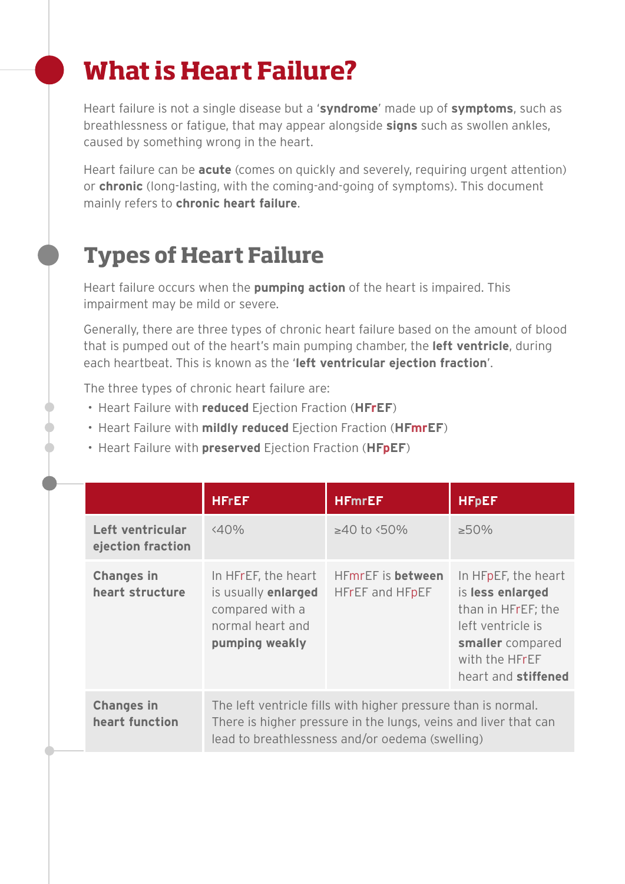# What is Heart Failure?

Heart failure is not a single disease but a '**syndrome**' made up of **symptoms**, such as breathlessness or fatigue, that may appear alongside **signs** such as swollen ankles, caused by something wrong in the heart.

Heart failure can be **acute** (comes on quickly and severely, requiring urgent attention) or **chronic** (long-lasting, with the coming-and-going of symptoms). This document mainly refers to **chronic heart failure**.

# Types of Heart Failure

Heart failure occurs when the **pumping action** of the heart is impaired. This impairment may be mild or severe.

Generally, there are three types of chronic heart failure based on the amount of blood that is pumped out of the heart's main pumping chamber, the **left ventricle**, during each heartbeat. This is known as the '**left ventricular ejection fraction**'.

The three types of chronic heart failure are:

- Heart Failure with **reduced** Ejection Fraction (**HFrEF**)
- Heart Failure with **mildly reduced** Ejection Fraction (**HFmrEF**)
- Heart Failure with **preserved** Ejection Fraction (**HFpEF**)

| | HFrEF | HFmrEF | HFpEF |
|---|---|---|---|
| **Left ventricular ejection fraction** | <40% | ≥40 to <50% | ≥50% |
| **Changes in heart structure** | In HFrEF, the heart is usually **enlarged** compared with a normal heart and **pumping weakly** | HFmrEF is **between** HFrEF and HFpEF | In HFpEF, the heart is **less enlarged** than in HFrEF; the left ventricle is **smaller** compared with the HFrEF heart and **stiffened** |
| **Changes in heart function** | The left ventricle fills with higher pressure than is normal. There is higher pressure in the lungs, veins and liver that can lead to breathlessness and/or oedema (swelling) | | |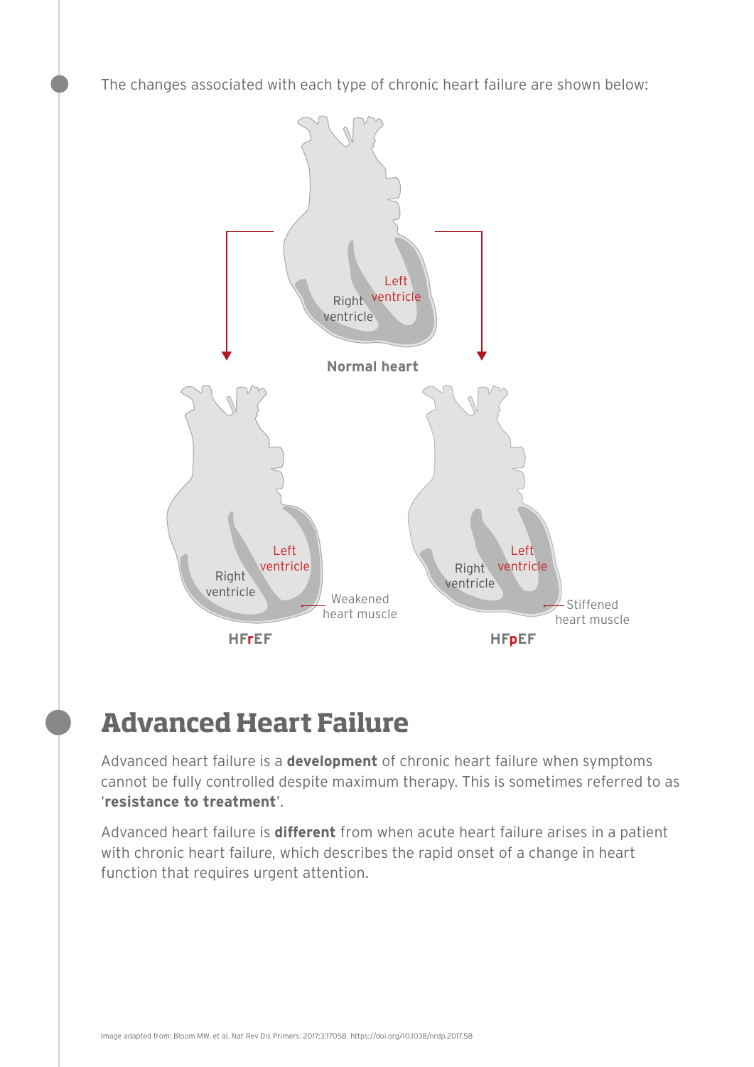The changes associated with each type of chronic heart failure are shown below:

Normal heart

HFrEF

HFpEF

## Advanced Heart Failure

Advanced heart failure is a **development** of chronic heart failure when symptoms cannot be fully controlled despite maximum therapy. This is sometimes referred to as '**resistance to treatment**'.

Advanced heart failure is **different** from when acute heart failure arises in a patient with chronic heart failure, which describes the rapid onset of a change in heart function that requires urgent attention.

Image adapted from: Bloom MW, et al. Nat Rev Dis Primers. 2017;3:17058. https://doi.org/10.1038/nrdp.2017.58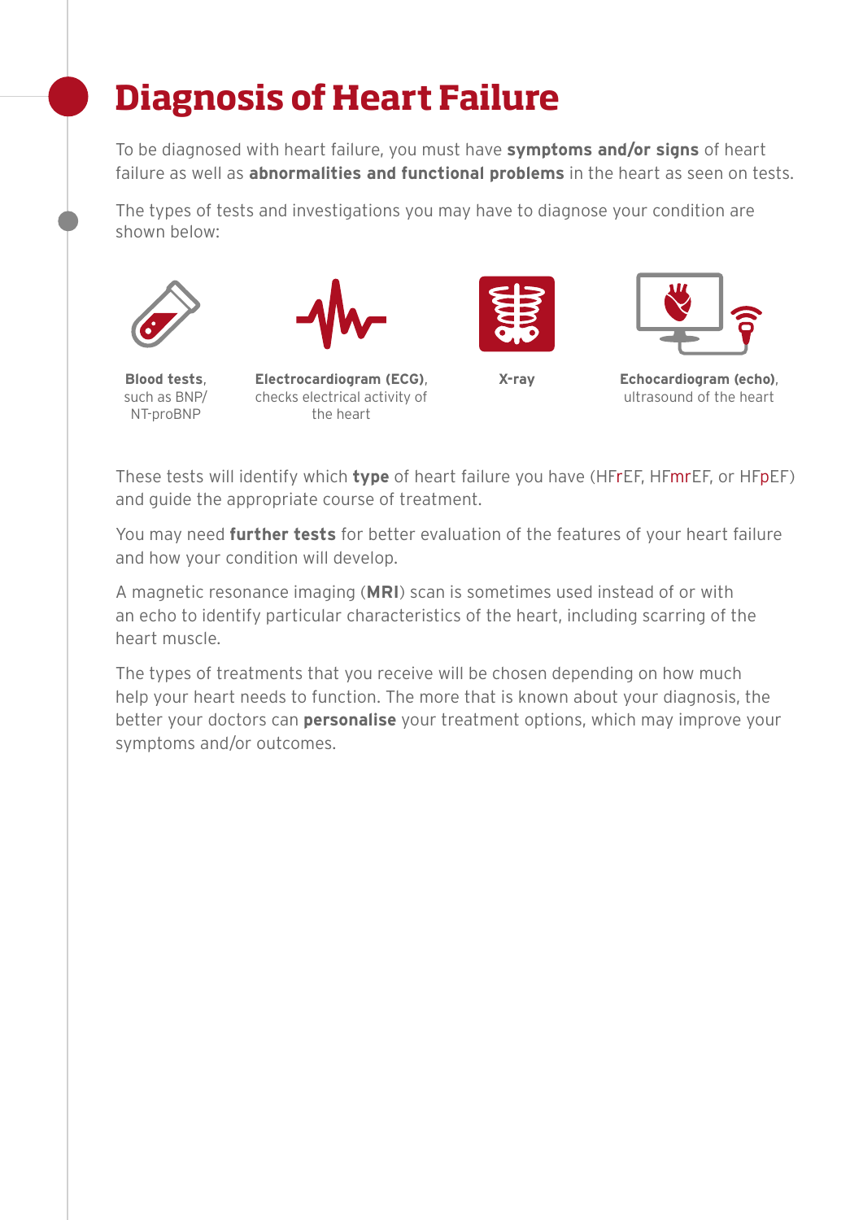# Diagnosis of Heart Failure

To be diagnosed with heart failure, you must have **symptoms and/or signs** of heart failure as well as **abnormalities and functional problems** in the heart as seen on tests.

The types of tests and investigations you may have to diagnose your condition are shown below:

- **Blood tests**, such as BNP/NT-proBNP
- **Electrocardiogram (ECG)**, checks electrical activity of the heart
- **X-ray**
- **Echocardiogram (echo)**, ultrasound of the heart

These tests will identify which **type** of heart failure you have (HFrEF, HFmrEF, or HFpEF) and guide the appropriate course of treatment.

You may need **further tests** for better evaluation of the features of your heart failure and how your condition will develop.

A magnetic resonance imaging (**MRI**) scan is sometimes used instead of or with an echo to identify particular characteristics of the heart, including scarring of the heart muscle.

The types of treatments that you receive will be chosen depending on how much help your heart needs to function. The more that is known about your diagnosis, the better your doctors can **personalise** your treatment options, which may improve your symptoms and/or outcomes.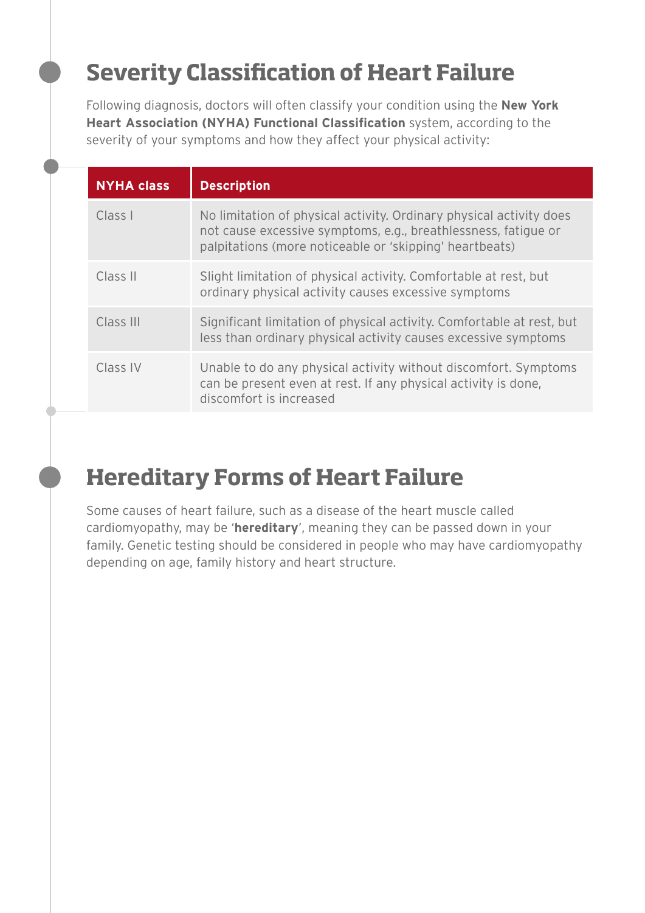## Severity Classification of Heart Failure

Following diagnosis, doctors will often classify your condition using the **New York Heart Association (NYHA) Functional Classification** system, according to the severity of your symptoms and how they affect your physical activity:

| NYHA class | Description |
| --- | --- |
| Class I | No limitation of physical activity. Ordinary physical activity does not cause excessive symptoms, e.g., breathlessness, fatigue or palpitations (more noticeable or 'skipping' heartbeats) |
| Class II | Slight limitation of physical activity. Comfortable at rest, but ordinary physical activity causes excessive symptoms |
| Class III | Significant limitation of physical activity. Comfortable at rest, but less than ordinary physical activity causes excessive symptoms |
| Class IV | Unable to do any physical activity without discomfort. Symptoms can be present even at rest. If any physical activity is done, discomfort is increased |

## Hereditary Forms of Heart Failure

Some causes of heart failure, such as a disease of the heart muscle called cardiomyopathy, may be '**hereditary**', meaning they can be passed down in your family. Genetic testing should be considered in people who may have cardiomyopathy depending on age, family history and heart structure.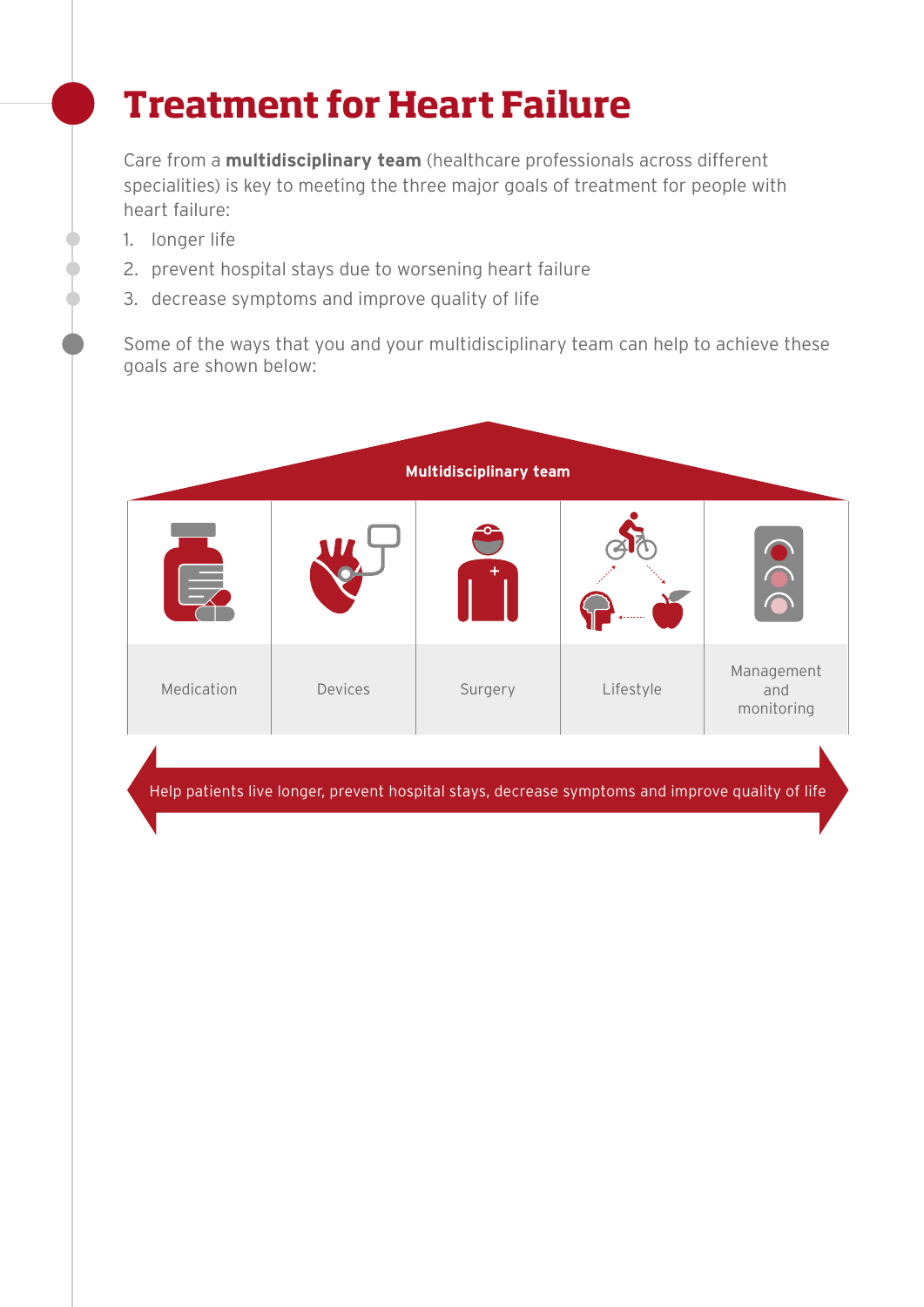# Treatment for Heart Failure

Care from a **multidisciplinary team** (healthcare professionals across different specialities) is key to meeting the three major goals of treatment for people with heart failure:

1. longer life
2. prevent hospital stays due to worsening heart failure
3. decrease symptoms and improve quality of life

Some of the ways that you and your multidisciplinary team can help to achieve these goals are shown below:

**Multidisciplinary team**

| Medication | Devices | Surgery | Lifestyle | Management and monitoring |
|---|---|---|---|---|

Help patients live longer, prevent hospital stays, decrease symptoms and improve quality of life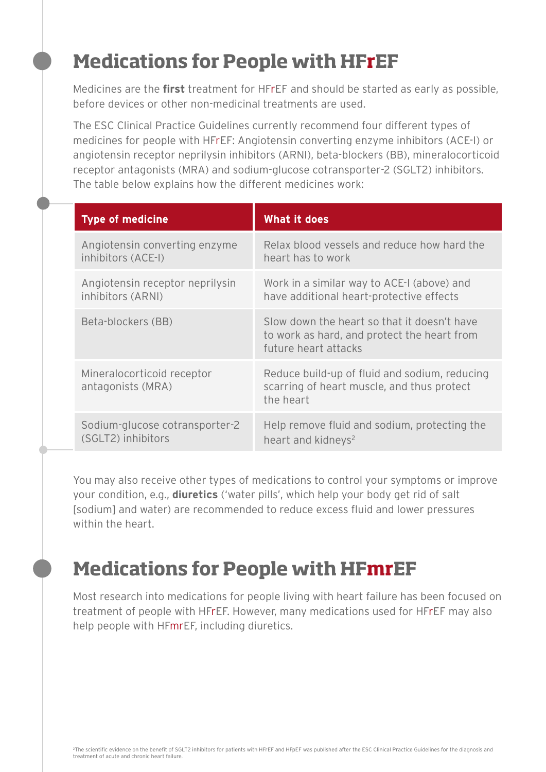# Medications for People with HFrEF

Medicines are the **first** treatment for HFrEF and should be started as early as possible, before devices or other non-medicinal treatments are used.

The ESC Clinical Practice Guidelines currently recommend four different types of medicines for people with HFrEF: Angiotensin converting enzyme inhibitors (ACE-I) or angiotensin receptor neprilysin inhibitors (ARNI), beta-blockers (BB), mineralocorticoid receptor antagonists (MRA) and sodium-glucose cotransporter-2 (SGLT2) inhibitors. The table below explains how the different medicines work:

| Type of medicine | What it does |
|---|---|
| Angiotensin converting enzyme inhibitors (ACE-I) | Relax blood vessels and reduce how hard the heart has to work |
| Angiotensin receptor neprilysin inhibitors (ARNI) | Work in a similar way to ACE-I (above) and have additional heart-protective effects |
| Beta-blockers (BB) | Slow down the heart so that it doesn't have to work as hard, and protect the heart from future heart attacks |
| Mineralocorticoid receptor antagonists (MRA) | Reduce build-up of fluid and sodium, reducing scarring of heart muscle, and thus protect the heart |
| Sodium-glucose cotransporter-2 (SGLT2) inhibitors | Help remove fluid and sodium, protecting the heart and kidneys[2] |

You may also receive other types of medications to control your symptoms or improve your condition, e.g., **diuretics** ('water pills', which help your body get rid of salt [sodium] and water) are recommended to reduce excess fluid and lower pressures within the heart.

# Medications for People with HFmrEF

Most research into medications for people living with heart failure has been focused on treatment of people with HFrEF. However, many medications used for HFrEF may also help people with HFmrEF, including diuretics.

[2]The scientific evidence on the benefit of SGLT2 inhibitors for patients with HFrEF and HFpEF was published after the ESC Clinical Practice Guidelines for the diagnosis and treatment of acute and chronic heart failure.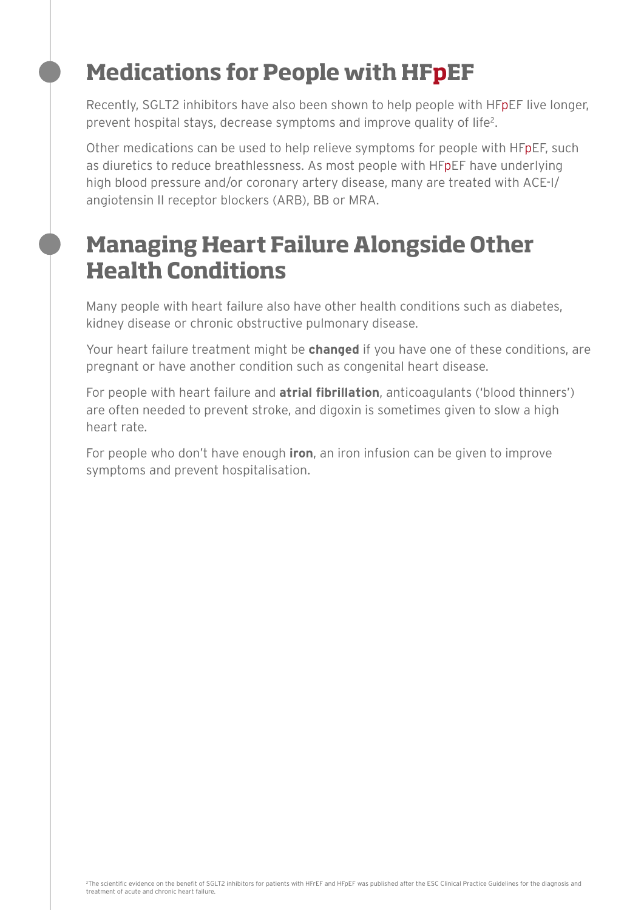## Medications for People with HFpEF

Recently, SGLT2 inhibitors have also been shown to help people with HFpEF live longer, prevent hospital stays, decrease symptoms and improve quality of life[2].

Other medications can be used to help relieve symptoms for people with HFpEF, such as diuretics to reduce breathlessness. As most people with HFpEF have underlying high blood pressure and/or coronary artery disease, many are treated with ACE-I/ angiotensin II receptor blockers (ARB), BB or MRA.

## Managing Heart Failure Alongside Other Health Conditions

Many people with heart failure also have other health conditions such as diabetes, kidney disease or chronic obstructive pulmonary disease.

Your heart failure treatment might be **changed** if you have one of these conditions, are pregnant or have another condition such as congenital heart disease.

For people with heart failure and **atrial fibrillation**, anticoagulants ('blood thinners') are often needed to prevent stroke, and digoxin is sometimes given to slow a high heart rate.

For people who don't have enough **iron**, an iron infusion can be given to improve symptoms and prevent hospitalisation.

[2]The scientific evidence on the benefit of SGLT2 inhibitors for patients with HFrEF and HFpEF was published after the ESC Clinical Practice Guidelines for the diagnosis and treatment of acute and chronic heart failure.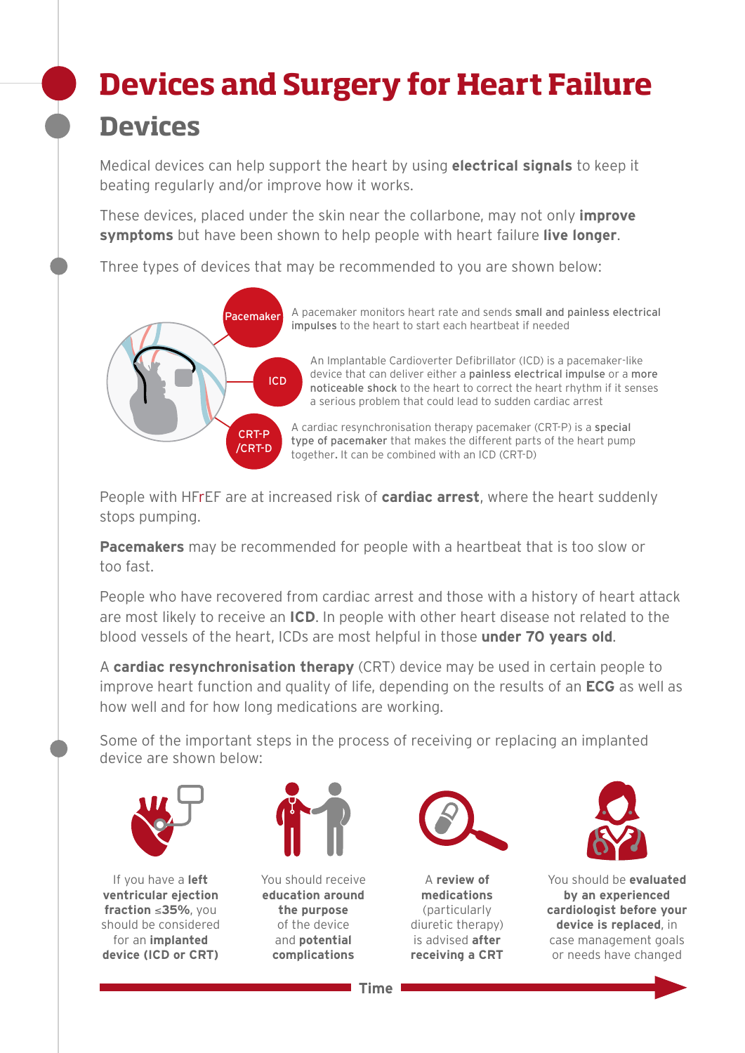# Devices and Surgery for Heart Failure

## Devices

Medical devices can help support the heart by using **electrical signals** to keep it beating regularly and/or improve how it works.

These devices, placed under the skin near the collarbone, may not only **improve symptoms** but have been shown to help people with heart failure **live longer**.

Three types of devices that may be recommended to you are shown below:

**Pacemaker**: A pacemaker monitors heart rate and sends **small and painless electrical impulses** to the heart to start each heartbeat if needed

**ICD**: An Implantable Cardioverter Defibrillator (ICD) is a pacemaker-like device that can deliver either a **painless electrical impulse** or a **more noticeable shock** to the heart to correct the heart rhythm if it senses a serious problem that could lead to sudden cardiac arrest

**CRT-P /CRT-D**: A cardiac resynchronisation therapy pacemaker (CRT-P) is a **special type of pacemaker** that makes the different parts of the heart pump together. It can be combined with an ICD (CRT-D)

People with HFrEF are at increased risk of **cardiac arrest**, where the heart suddenly stops pumping.

**Pacemakers** may be recommended for people with a heartbeat that is too slow or too fast.

People who have recovered from cardiac arrest and those with a history of heart attack are most likely to receive an **ICD**. In people with other heart disease not related to the blood vessels of the heart, ICDs are most helpful in those **under 70 years old**.

A **cardiac resynchronisation therapy** (CRT) device may be used in certain people to improve heart function and quality of life, depending on the results of an **ECG** as well as how well and for how long medications are working.

Some of the important steps in the process of receiving or replacing an implanted device are shown below:

1. If you have a **left ventricular ejection fraction ≤35%**, you should be considered for an **implanted device (ICD or CRT)**
2. You should receive **education around the purpose** of the device and **potential complications**
3. A **review of medications** (particularly diuretic therapy) is advised **after receiving a CRT**
4. You should be **evaluated by an experienced cardiologist before your device is replaced**, in case management goals or needs have changed

Time →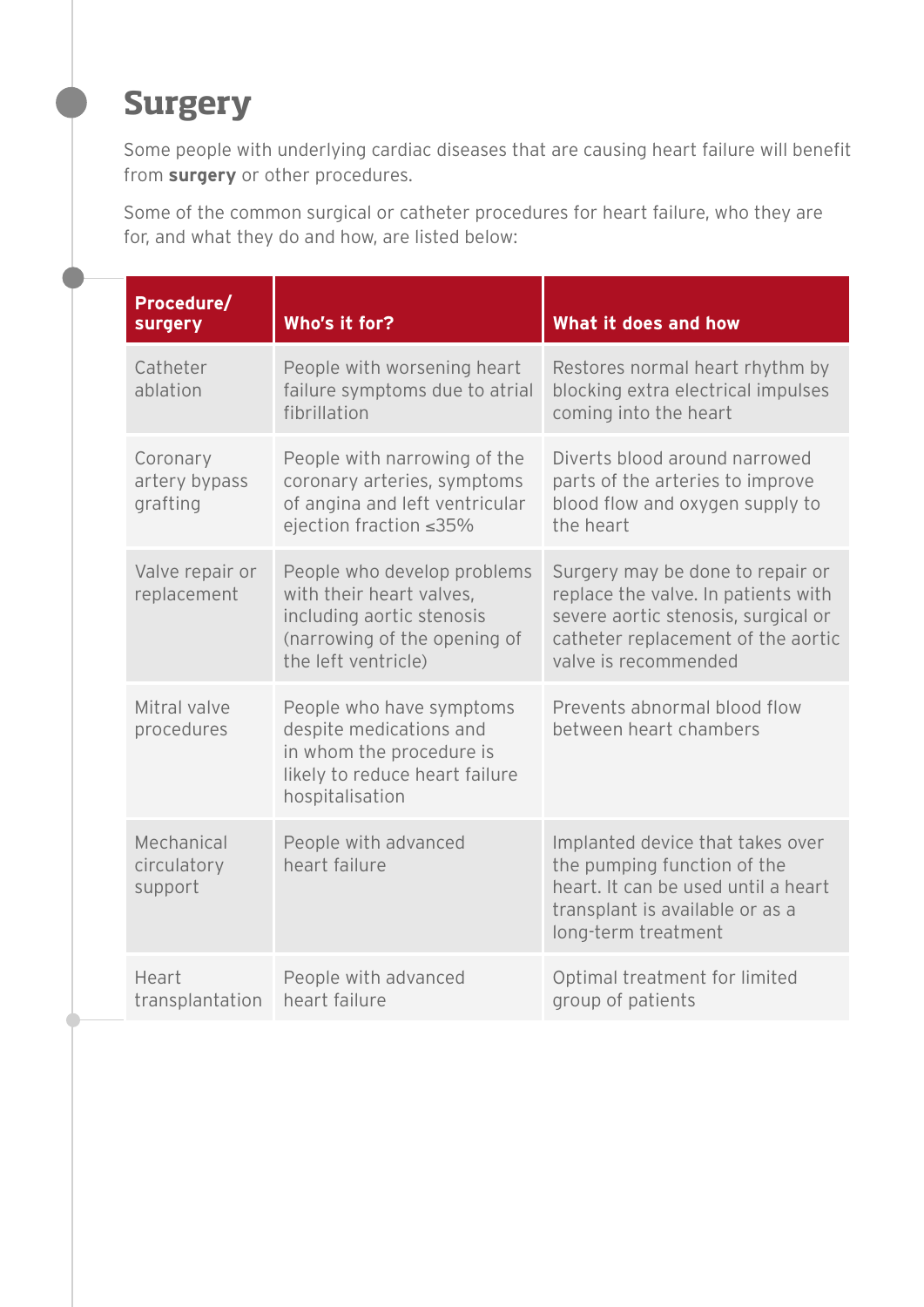# Surgery

Some people with underlying cardiac diseases that are causing heart failure will benefit from **surgery** or other procedures.

Some of the common surgical or catheter procedures for heart failure, who they are for, and what they do and how, are listed below:

| Procedure/ surgery | Who's it for? | What it does and how |
|---|---|---|
| Catheter ablation | People with worsening heart failure symptoms due to atrial fibrillation | Restores normal heart rhythm by blocking extra electrical impulses coming into the heart |
| Coronary artery bypass grafting | People with narrowing of the coronary arteries, symptoms of angina and left ventricular ejection fraction ≤35% | Diverts blood around narrowed parts of the arteries to improve blood flow and oxygen supply to the heart |
| Valve repair or replacement | People who develop problems with their heart valves, including aortic stenosis (narrowing of the opening of the left ventricle) | Surgery may be done to repair or replace the valve. In patients with severe aortic stenosis, surgical or catheter replacement of the aortic valve is recommended |
| Mitral valve procedures | People who have symptoms despite medications and in whom the procedure is likely to reduce heart failure hospitalisation | Prevents abnormal blood flow between heart chambers |
| Mechanical circulatory support | People with advanced heart failure | Implanted device that takes over the pumping function of the heart. It can be used until a heart transplant is available or as a long-term treatment |
| Heart transplantation | People with advanced heart failure | Optimal treatment for limited group of patients |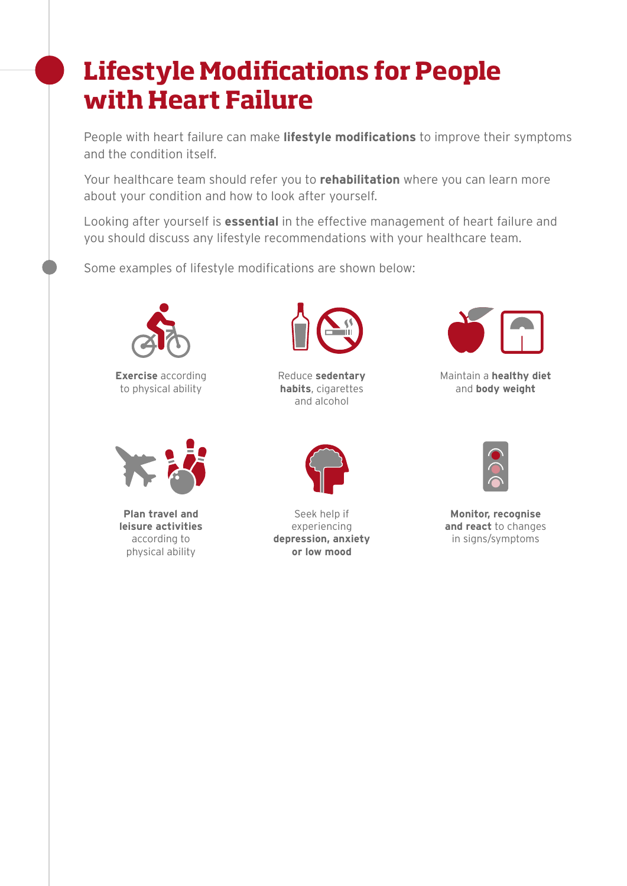# Lifestyle Modifications for People with Heart Failure

People with heart failure can make **lifestyle modifications** to improve their symptoms and the condition itself.

Your healthcare team should refer you to **rehabilitation** where you can learn more about your condition and how to look after yourself.

Looking after yourself is **essential** in the effective management of heart failure and you should discuss any lifestyle recommendations with your healthcare team.

Some examples of lifestyle modifications are shown below:

- **Exercise** according to physical ability
- Reduce **sedentary habits**, cigarettes and alcohol
- Maintain a **healthy diet** and **body weight**
- **Plan travel and leisure activities** according to physical ability
- Seek help if experiencing **depression, anxiety or low mood**
- **Monitor, recognise and react** to changes in signs/symptoms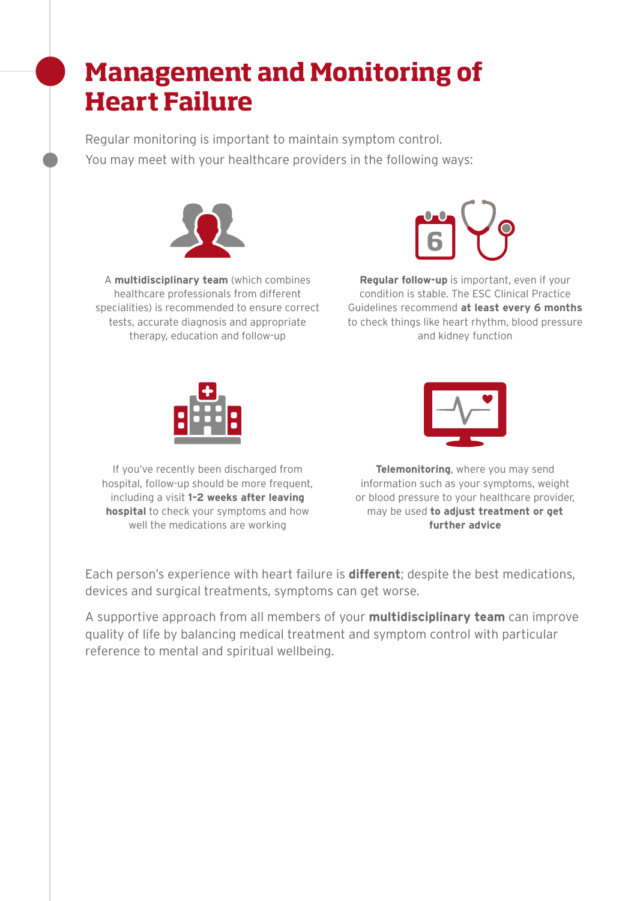# Management and Monitoring of Heart Failure

Regular monitoring is important to maintain symptom control.
You may meet with your healthcare providers in the following ways:

A **multidisciplinary team** (which combines healthcare professionals from different specialities) is recommended to ensure correct tests, accurate diagnosis and appropriate therapy, education and follow-up

**Regular follow-up** is important, even if your condition is stable. The ESC Clinical Practice Guidelines recommend **at least every 6 months** to check things like heart rhythm, blood pressure and kidney function

If you've recently been discharged from hospital, follow-up should be more frequent, including a visit **1–2 weeks after leaving hospital** to check your symptoms and how well the medications are working

**Telemonitoring**, where you may send information such as your symptoms, weight or blood pressure to your healthcare provider, may be used **to adjust treatment or get further advice**

Each person's experience with heart failure is **different**; despite the best medications, devices and surgical treatments, symptoms can get worse.

A supportive approach from all members of your **multidisciplinary team** can improve quality of life by balancing medical treatment and symptom control with particular reference to mental and spiritual wellbeing.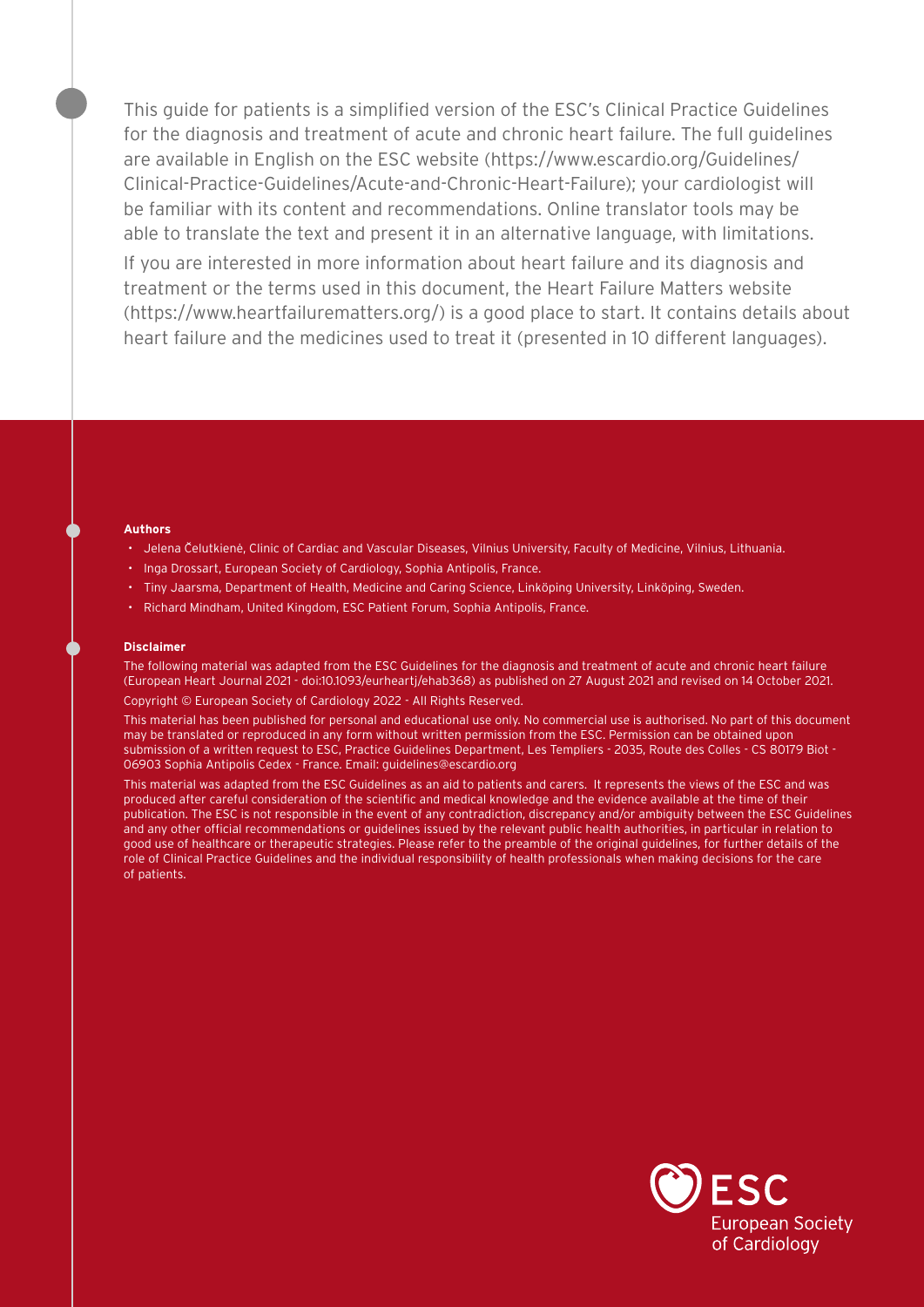This guide for patients is a simplified version of the ESC's Clinical Practice Guidelines for the diagnosis and treatment of acute and chronic heart failure. The full guidelines are available in English on the ESC website (https://www.escardio.org/Guidelines/Clinical-Practice-Guidelines/Acute-and-Chronic-Heart-Failure); your cardiologist will be familiar with its content and recommendations. Online translator tools may be able to translate the text and present it in an alternative language, with limitations.

If you are interested in more information about heart failure and its diagnosis and treatment or the terms used in this document, the Heart Failure Matters website (https://www.heartfailurematters.org/) is a good place to start. It contains details about heart failure and the medicines used to treat it (presented in 10 different languages).

**Authors**

- Jelena Čelutkienė, Clinic of Cardiac and Vascular Diseases, Vilnius University, Faculty of Medicine, Vilnius, Lithuania.
- Inga Drossart, European Society of Cardiology, Sophia Antipolis, France.
- Tiny Jaarsma, Department of Health, Medicine and Caring Science, Linköping University, Linköping, Sweden.
- Richard Mindham, United Kingdom, ESC Patient Forum, Sophia Antipolis, France.

**Disclaimer**

The following material was adapted from the ESC Guidelines for the diagnosis and treatment of acute and chronic heart failure (European Heart Journal 2021 - doi:10.1093/eurheartj/ehab368) as published on 27 August 2021 and revised on 14 October 2021.

Copyright © European Society of Cardiology 2022 - All Rights Reserved.

This material has been published for personal and educational use only. No commercial use is authorised. No part of this document may be translated or reproduced in any form without written permission from the ESC. Permission can be obtained upon submission of a written request to ESC, Practice Guidelines Department, Les Templiers - 2035, Route des Colles - CS 80179 Biot - 06903 Sophia Antipolis Cedex - France. Email: guidelines@escardio.org

This material was adapted from the ESC Guidelines as an aid to patients and carers. It represents the views of the ESC and was produced after careful consideration of the scientific and medical knowledge and the evidence available at the time of their publication. The ESC is not responsible in the event of any contradiction, discrepancy and/or ambiguity between the ESC Guidelines and any other official recommendations or guidelines issued by the relevant public health authorities, in particular in relation to good use of healthcare or therapeutic strategies. Please refer to the preamble of the original guidelines, for further details of the role of Clinical Practice Guidelines and the individual responsibility of health professionals when making decisions for the care of patients.

ESC European Society of Cardiology